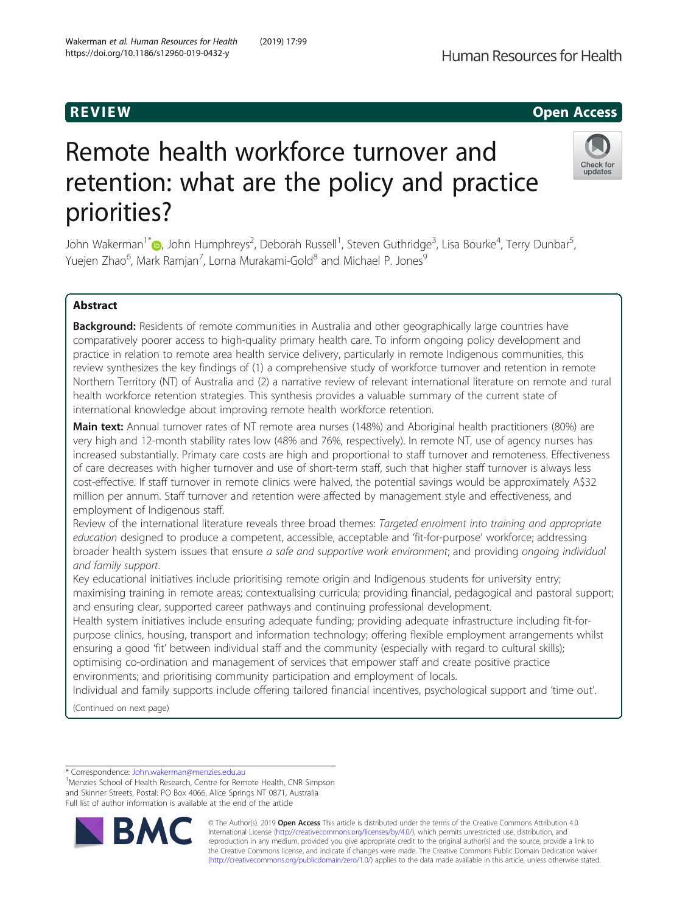REVIEW

Open Access

# Remote health workforce turnover and retention: what are the policy and practice priorities?

John Wakerman[1*], John Humphreys[2], Deborah Russell[1], Steven Guthridge[3], Lisa Bourke[4], Terry Dunbar[5], Yuejen Zhao[6], Mark Ramjan[7], Lorna Murakami-Gold[8] and Michael P. Jones[9]

## Abstract

**Background:** Residents of remote communities in Australia and other geographically large countries have comparatively poorer access to high-quality primary health care. To inform ongoing policy development and practice in relation to remote area health service delivery, particularly in remote Indigenous communities, this review synthesizes the key findings of (1) a comprehensive study of workforce turnover and retention in remote Northern Territory (NT) of Australia and (2) a narrative review of relevant international literature on remote and rural health workforce retention strategies. This synthesis provides a valuable summary of the current state of international knowledge about improving remote health workforce retention.

**Main text:** Annual turnover rates of NT remote area nurses (148%) and Aboriginal health practitioners (80%) are very high and 12-month stability rates low (48% and 76%, respectively). In remote NT, use of agency nurses has increased substantially. Primary care costs are high and proportional to staff turnover and remoteness. Effectiveness of care decreases with higher turnover and use of short-term staff, such that higher staff turnover is always less cost-effective. If staff turnover in remote clinics were halved, the potential savings would be approximately A$32 million per annum. Staff turnover and retention were affected by management style and effectiveness, and employment of Indigenous staff.

Review of the international literature reveals three broad themes: *Targeted enrolment into training and appropriate education* designed to produce a competent, accessible, acceptable and 'fit-for-purpose' workforce; addressing broader health system issues that ensure *a safe and supportive work environment*; and providing *ongoing individual and family support*.

Key educational initiatives include prioritising remote origin and Indigenous students for university entry; maximising training in remote areas; contextualising curricula; providing financial, pedagogical and pastoral support; and ensuring clear, supported career pathways and continuing professional development.

Health system initiatives include ensuring adequate funding; providing adequate infrastructure including fit-for-purpose clinics, housing, transport and information technology; offering flexible employment arrangements whilst ensuring a good 'fit' between individual staff and the community (especially with regard to cultural skills); optimising co-ordination and management of services that empower staff and create positive practice environments; and prioritising community participation and employment of locals.

Individual and family supports include offering tailored financial incentives, psychological support and 'time out'.

(Continued on next page)

* Correspondence: John.wakerman@menzies.edu.au
[1]Menzies School of Health Research, Centre for Remote Health, CNR Simpson and Skinner Streets, Postal: PO Box 4066, Alice Springs NT 0871, Australia
Full list of author information is available at the end of the article

© The Author(s). 2019 **Open Access** This article is distributed under the terms of the Creative Commons Attribution 4.0 International License (http://creativecommons.org/licenses/by/4.0/), which permits unrestricted use, distribution, and reproduction in any medium, provided you give appropriate credit to the original author(s) and the source, provide a link to the Creative Commons license, and indicate if changes were made. The Creative Commons Public Domain Dedication waiver (http://creativecommons.org/publicdomain/zero/1.0/) applies to the data made available in this article, unless otherwise stated.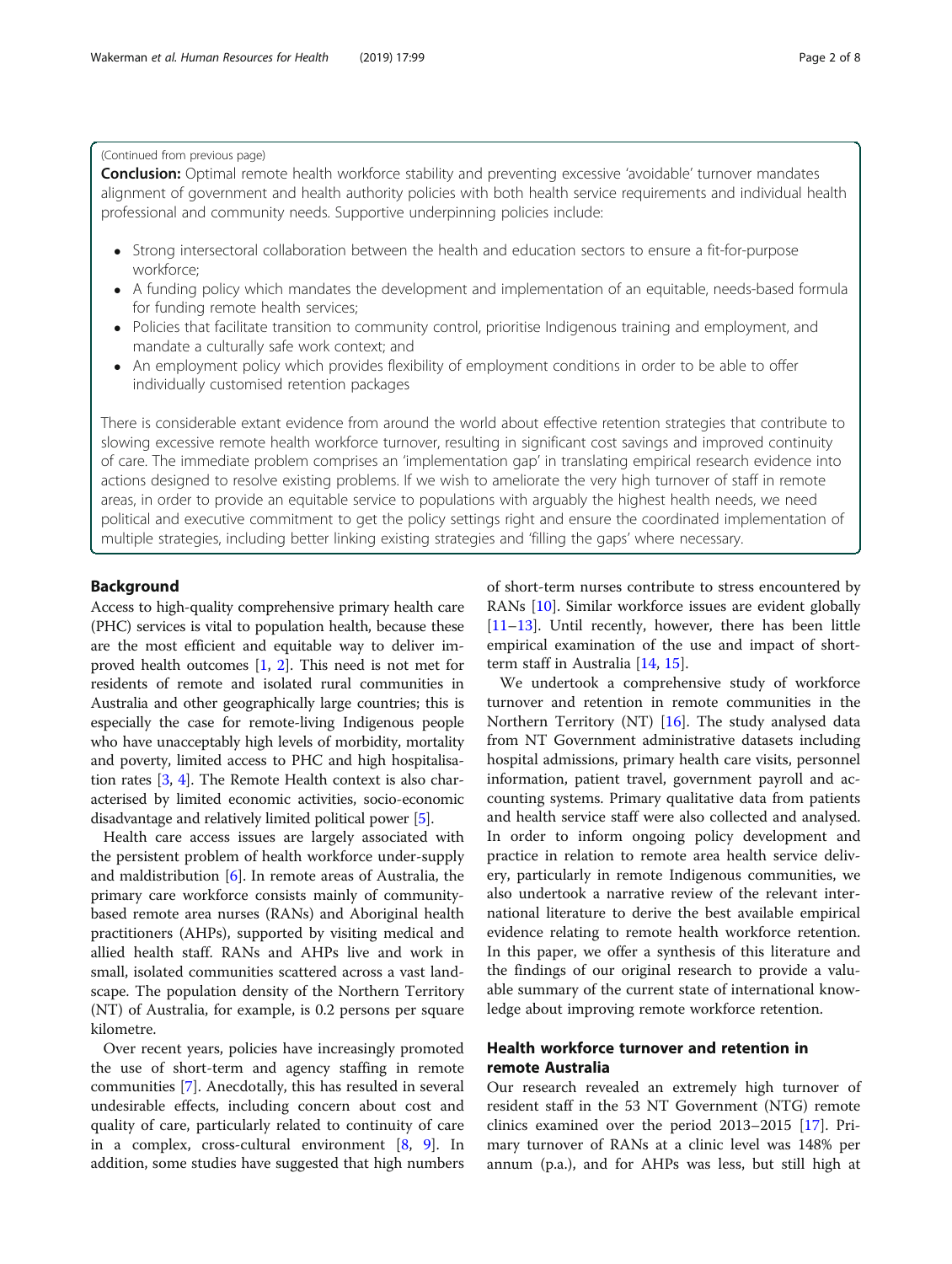(Continued from previous page)

**Conclusion:** Optimal remote health workforce stability and preventing excessive 'avoidable' turnover mandates alignment of government and health authority policies with both health service requirements and individual health professional and community needs. Supportive underpinning policies include:

- Strong intersectoral collaboration between the health and education sectors to ensure a fit-for-purpose workforce;
- A funding policy which mandates the development and implementation of an equitable, needs-based formula for funding remote health services;
- Policies that facilitate transition to community control, prioritise Indigenous training and employment, and mandate a culturally safe work context; and
- An employment policy which provides flexibility of employment conditions in order to be able to offer individually customised retention packages

There is considerable extant evidence from around the world about effective retention strategies that contribute to slowing excessive remote health workforce turnover, resulting in significant cost savings and improved continuity of care. The immediate problem comprises an 'implementation gap' in translating empirical research evidence into actions designed to resolve existing problems. If we wish to ameliorate the very high turnover of staff in remote areas, in order to provide an equitable service to populations with arguably the highest health needs, we need political and executive commitment to get the policy settings right and ensure the coordinated implementation of multiple strategies, including better linking existing strategies and 'filling the gaps' where necessary.

## Background

Access to high-quality comprehensive primary health care (PHC) services is vital to population health, because these are the most efficient and equitable way to deliver improved health outcomes [1, 2]. This need is not met for residents of remote and isolated rural communities in Australia and other geographically large countries; this is especially the case for remote-living Indigenous people who have unacceptably high levels of morbidity, mortality and poverty, limited access to PHC and high hospitalisation rates [3, 4]. The Remote Health context is also characterised by limited economic activities, socio-economic disadvantage and relatively limited political power [5].

Health care access issues are largely associated with the persistent problem of health workforce under-supply and maldistribution [6]. In remote areas of Australia, the primary care workforce consists mainly of community-based remote area nurses (RANs) and Aboriginal health practitioners (AHPs), supported by visiting medical and allied health staff. RANs and AHPs live and work in small, isolated communities scattered across a vast landscape. The population density of the Northern Territory (NT) of Australia, for example, is 0.2 persons per square kilometre.

Over recent years, policies have increasingly promoted the use of short-term and agency staffing in remote communities [7]. Anecdotally, this has resulted in several undesirable effects, including concern about cost and quality of care, particularly related to continuity of care in a complex, cross-cultural environment [8, 9]. In addition, some studies have suggested that high numbers of short-term nurses contribute to stress encountered by RANs [10]. Similar workforce issues are evident globally [11–13]. Until recently, however, there has been little empirical examination of the use and impact of short-term staff in Australia [14, 15].

We undertook a comprehensive study of workforce turnover and retention in remote communities in the Northern Territory (NT) [16]. The study analysed data from NT Government administrative datasets including hospital admissions, primary health care visits, personnel information, patient travel, government payroll and accounting systems. Primary qualitative data from patients and health service staff were also collected and analysed. In order to inform ongoing policy development and practice in relation to remote area health service delivery, particularly in remote Indigenous communities, we also undertook a narrative review of the relevant international literature to derive the best available empirical evidence relating to remote health workforce retention. In this paper, we offer a synthesis of this literature and the findings of our original research to provide a valuable summary of the current state of international knowledge about improving remote workforce retention.

## Health workforce turnover and retention in remote Australia

Our research revealed an extremely high turnover of resident staff in the 53 NT Government (NTG) remote clinics examined over the period 2013–2015 [17]. Primary turnover of RANs at a clinic level was 148% per annum (p.a.), and for AHPs was less, but still high at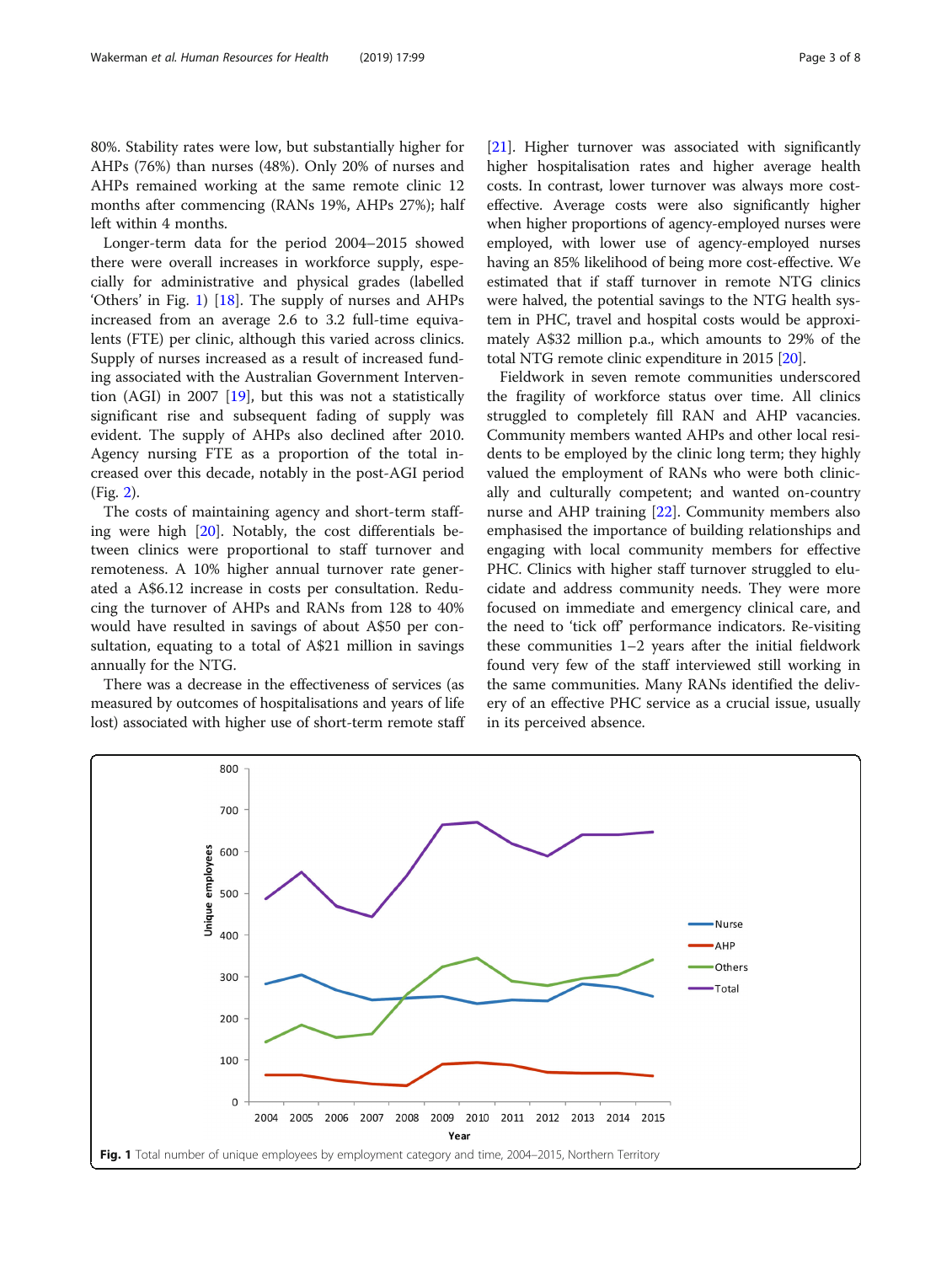80%. Stability rates were low, but substantially higher for AHPs (76%) than nurses (48%). Only 20% of nurses and AHPs remained working at the same remote clinic 12 months after commencing (RANs 19%, AHPs 27%); half left within 4 months.

Longer-term data for the period 2004–2015 showed there were overall increases in workforce supply, especially for administrative and physical grades (labelled 'Others' in Fig. 1) [18]. The supply of nurses and AHPs increased from an average 2.6 to 3.2 full-time equivalents (FTE) per clinic, although this varied across clinics. Supply of nurses increased as a result of increased funding associated with the Australian Government Intervention (AGI) in 2007 [19], but this was not a statistically significant rise and subsequent fading of supply was evident. The supply of AHPs also declined after 2010. Agency nursing FTE as a proportion of the total increased over this decade, notably in the post-AGI period (Fig. 2).

The costs of maintaining agency and short-term staffing were high [20]. Notably, the cost differentials between clinics were proportional to staff turnover and remoteness. A 10% higher annual turnover rate generated a A$6.12 increase in costs per consultation. Reducing the turnover of AHPs and RANs from 128 to 40% would have resulted in savings of about A$50 per consultation, equating to a total of A$21 million in savings annually for the NTG.

There was a decrease in the effectiveness of services (as measured by outcomes of hospitalisations and years of life lost) associated with higher use of short-term remote staff [21]. Higher turnover was associated with significantly higher hospitalisation rates and higher average health costs. In contrast, lower turnover was always more cost-effective. Average costs were also significantly higher when higher proportions of agency-employed nurses were employed, with lower use of agency-employed nurses having an 85% likelihood of being more cost-effective. We estimated that if staff turnover in remote NTG clinics were halved, the potential savings to the NTG health system in PHC, travel and hospital costs would be approximately A$32 million p.a., which amounts to 29% of the total NTG remote clinic expenditure in 2015 [20].

Fieldwork in seven remote communities underscored the fragility of workforce status over time. All clinics struggled to completely fill RAN and AHP vacancies. Community members wanted AHPs and other local residents to be employed by the clinic long term; they highly valued the employment of RANs who were both clinically and culturally competent; and wanted on-country nurse and AHP training [22]. Community members also emphasised the importance of building relationships and engaging with local community members for effective PHC. Clinics with higher staff turnover struggled to elucidate and address community needs. They were more focused on immediate and emergency clinical care, and the need to 'tick off' performance indicators. Re-visiting these communities 1–2 years after the initial fieldwork found very few of the staff interviewed still working in the same communities. Many RANs identified the delivery of an effective PHC service as a crucial issue, usually in its perceived absence.

**Fig. 1** Total number of unique employees by employment category and time, 2004–2015, Northern Territory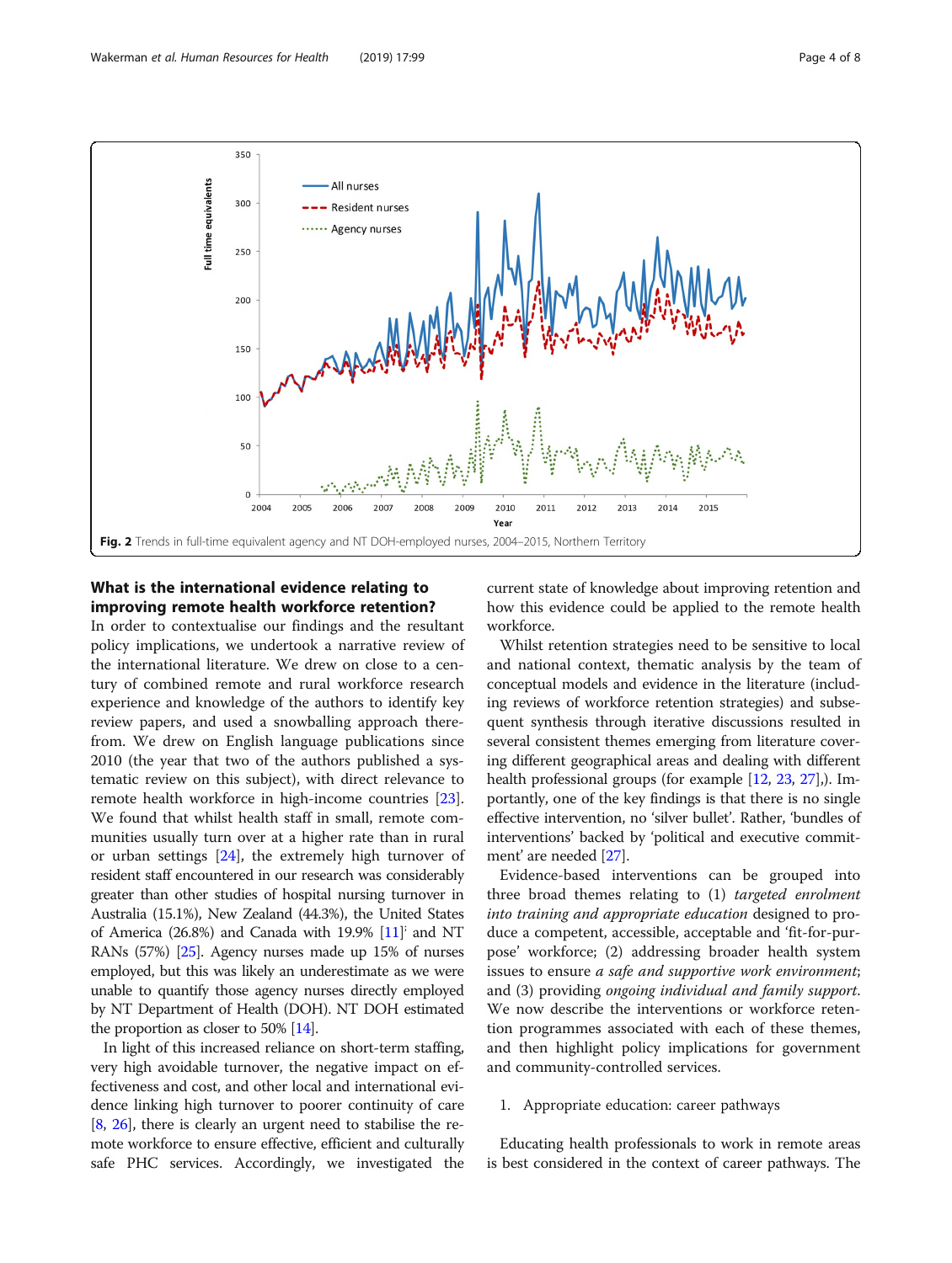Fig. 2 Trends in full-time equivalent agency and NT DOH-employed nurses, 2004–2015, Northern Territory

## What is the international evidence relating to improving remote health workforce retention?

In order to contextualise our findings and the resultant policy implications, we undertook a narrative review of the international literature. We drew on close to a century of combined remote and rural workforce research experience and knowledge of the authors to identify key review papers, and used a snowballing approach therefrom. We drew on English language publications since 2010 (the year that two of the authors published a systematic review on this subject), with direct relevance to remote health workforce in high-income countries [23]. We found that whilst health staff in small, remote communities usually turn over at a higher rate than in rural or urban settings [24], the extremely high turnover of resident staff encountered in our research was considerably greater than other studies of hospital nursing turnover in Australia (15.1%), New Zealand (44.3%), the United States of America (26.8%) and Canada with 19.9% [11] and NT RANs (57%) [25]. Agency nurses made up 15% of nurses employed, but this was likely an underestimate as we were unable to quantify those agency nurses directly employed by NT Department of Health (DOH). NT DOH estimated the proportion as closer to 50% [14].

In light of this increased reliance on short-term staffing, very high avoidable turnover, the negative impact on effectiveness and cost, and other local and international evidence linking high turnover to poorer continuity of care [8, 26], there is clearly an urgent need to stabilise the remote workforce to ensure effective, efficient and culturally safe PHC services. Accordingly, we investigated the current state of knowledge about improving retention and how this evidence could be applied to the remote health workforce.

Whilst retention strategies need to be sensitive to local and national context, thematic analysis by the team of conceptual models and evidence in the literature (including reviews of workforce retention strategies) and subsequent synthesis through iterative discussions resulted in several consistent themes emerging from literature covering different geographical areas and dealing with different health professional groups (for example [12, 23, 27],). Importantly, one of the key findings is that there is no single effective intervention, no 'silver bullet'. Rather, 'bundles of interventions' backed by 'political and executive commitment' are needed [27].

Evidence-based interventions can be grouped into three broad themes relating to (1) *targeted enrolment into training and appropriate education* designed to produce a competent, accessible, acceptable and 'fit-for-purpose' workforce; (2) addressing broader health system issues to ensure *a safe and supportive work environment*; and (3) providing *ongoing individual and family support*. We now describe the interventions or workforce retention programmes associated with each of these themes, and then highlight policy implications for government and community-controlled services.

1. Appropriate education: career pathways

Educating health professionals to work in remote areas is best considered in the context of career pathways. The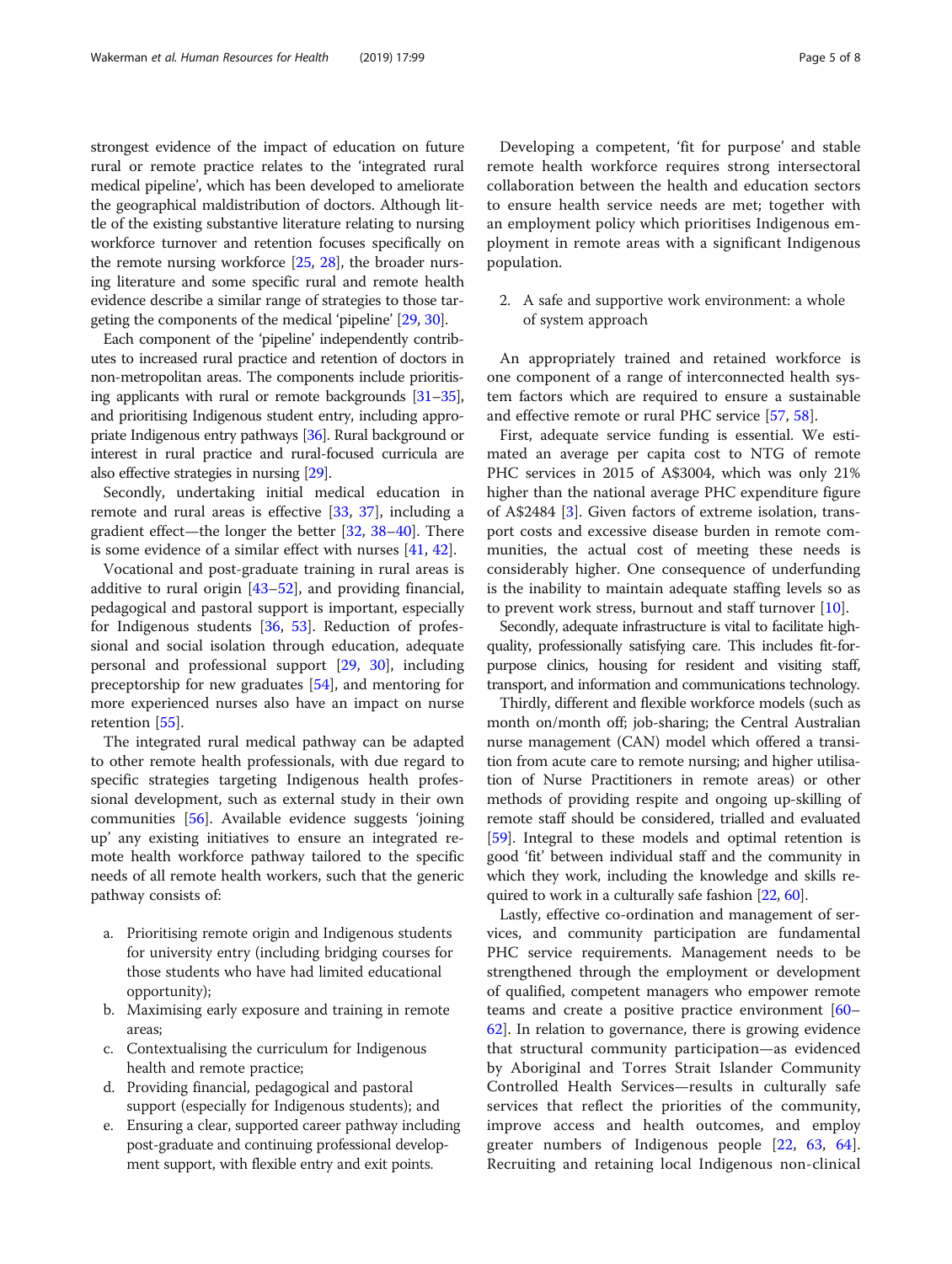strongest evidence of the impact of education on future rural or remote practice relates to the 'integrated rural medical pipeline', which has been developed to ameliorate the geographical maldistribution of doctors. Although little of the existing substantive literature relating to nursing workforce turnover and retention focuses specifically on the remote nursing workforce [25, 28], the broader nursing literature and some specific rural and remote health evidence describe a similar range of strategies to those targeting the components of the medical 'pipeline' [29, 30].

Each component of the 'pipeline' independently contributes to increased rural practice and retention of doctors in non-metropolitan areas. The components include prioritising applicants with rural or remote backgrounds [31–35], and prioritising Indigenous student entry, including appropriate Indigenous entry pathways [36]. Rural background or interest in rural practice and rural-focused curricula are also effective strategies in nursing [29].

Secondly, undertaking initial medical education in remote and rural areas is effective [33, 37], including a gradient effect—the longer the better [32, 38–40]. There is some evidence of a similar effect with nurses [41, 42].

Vocational and post-graduate training in rural areas is additive to rural origin [43–52], and providing financial, pedagogical and pastoral support is important, especially for Indigenous students [36, 53]. Reduction of professional and social isolation through education, adequate personal and professional support [29, 30], including preceptorship for new graduates [54], and mentoring for more experienced nurses also have an impact on nurse retention [55].

The integrated rural medical pathway can be adapted to other remote health professionals, with due regard to specific strategies targeting Indigenous health professional development, such as external study in their own communities [56]. Available evidence suggests 'joining up' any existing initiatives to ensure an integrated remote health workforce pathway tailored to the specific needs of all remote health workers, such that the generic pathway consists of:

a. Prioritising remote origin and Indigenous students for university entry (including bridging courses for those students who have had limited educational opportunity);
b. Maximising early exposure and training in remote areas;
c. Contextualising the curriculum for Indigenous health and remote practice;
d. Providing financial, pedagogical and pastoral support (especially for Indigenous students); and
e. Ensuring a clear, supported career pathway including post-graduate and continuing professional development support, with flexible entry and exit points.

Developing a competent, 'fit for purpose' and stable remote health workforce requires strong intersectoral collaboration between the health and education sectors to ensure health service needs are met; together with an employment policy which prioritises Indigenous employment in remote areas with a significant Indigenous population.

2. A safe and supportive work environment: a whole of system approach

An appropriately trained and retained workforce is one component of a range of interconnected health system factors which are required to ensure a sustainable and effective remote or rural PHC service [57, 58].

First, adequate service funding is essential. We estimated an average per capita cost to NTG of remote PHC services in 2015 of A$3004, which was only 21% higher than the national average PHC expenditure figure of A$2484 [3]. Given factors of extreme isolation, transport costs and excessive disease burden in remote communities, the actual cost of meeting these needs is considerably higher. One consequence of underfunding is the inability to maintain adequate staffing levels so as to prevent work stress, burnout and staff turnover [10].

Secondly, adequate infrastructure is vital to facilitate high-quality, professionally satisfying care. This includes fit-for-purpose clinics, housing for resident and visiting staff, transport, and information and communications technology.

Thirdly, different and flexible workforce models (such as month on/month off; job-sharing; the Central Australian nurse management (CAN) model which offered a transition from acute care to remote nursing; and higher utilisation of Nurse Practitioners in remote areas) or other methods of providing respite and ongoing up-skilling of remote staff should be considered, trialled and evaluated [59]. Integral to these models and optimal retention is good 'fit' between individual staff and the community in which they work, including the knowledge and skills required to work in a culturally safe fashion [22, 60].

Lastly, effective co-ordination and management of services, and community participation are fundamental PHC service requirements. Management needs to be strengthened through the employment or development of qualified, competent managers who empower remote teams and create a positive practice environment [60–62]. In relation to governance, there is growing evidence that structural community participation—as evidenced by Aboriginal and Torres Strait Islander Community Controlled Health Services—results in culturally safe services that reflect the priorities of the community, improve access and health outcomes, and employ greater numbers of Indigenous people [22, 63, 64]. Recruiting and retaining local Indigenous non-clinical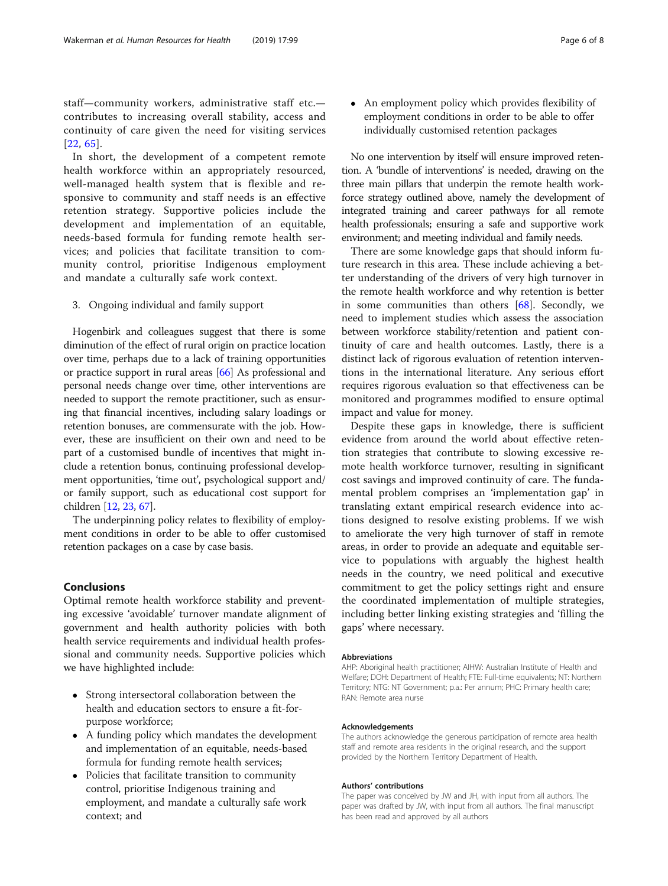staff—community workers, administrative staff etc.—contributes to increasing overall stability, access and continuity of care given the need for visiting services [22, 65].

In short, the development of a competent remote health workforce within an appropriately resourced, well-managed health system that is flexible and responsive to community and staff needs is an effective retention strategy. Supportive policies include the development and implementation of an equitable, needs-based formula for funding remote health services; and policies that facilitate transition to community control, prioritise Indigenous employment and mandate a culturally safe work context.

3. Ongoing individual and family support

Hogenbirk and colleagues suggest that there is some diminution of the effect of rural origin on practice location over time, perhaps due to a lack of training opportunities or practice support in rural areas [66] As professional and personal needs change over time, other interventions are needed to support the remote practitioner, such as ensuring that financial incentives, including salary loadings or retention bonuses, are commensurate with the job. However, these are insufficient on their own and need to be part of a customised bundle of incentives that might include a retention bonus, continuing professional development opportunities, 'time out', psychological support and/or family support, such as educational cost support for children [12, 23, 67].

The underpinning policy relates to flexibility of employment conditions in order to be able to offer customised retention packages on a case by case basis.

## Conclusions

Optimal remote health workforce stability and preventing excessive 'avoidable' turnover mandate alignment of government and health authority policies with both health service requirements and individual health professional and community needs. Supportive policies which we have highlighted include:

- Strong intersectoral collaboration between the health and education sectors to ensure a fit-for-purpose workforce;
- A funding policy which mandates the development and implementation of an equitable, needs-based formula for funding remote health services;
- Policies that facilitate transition to community control, prioritise Indigenous training and employment, and mandate a culturally safe work context; and
- An employment policy which provides flexibility of employment conditions in order to be able to offer individually customised retention packages

No one intervention by itself will ensure improved retention. A 'bundle of interventions' is needed, drawing on the three main pillars that underpin the remote health workforce strategy outlined above, namely the development of integrated training and career pathways for all remote health professionals; ensuring a safe and supportive work environment; and meeting individual and family needs.

There are some knowledge gaps that should inform future research in this area. These include achieving a better understanding of the drivers of very high turnover in the remote health workforce and why retention is better in some communities than others [68]. Secondly, we need to implement studies which assess the association between workforce stability/retention and patient continuity of care and health outcomes. Lastly, there is a distinct lack of rigorous evaluation of retention interventions in the international literature. Any serious effort requires rigorous evaluation so that effectiveness can be monitored and programmes modified to ensure optimal impact and value for money.

Despite these gaps in knowledge, there is sufficient evidence from around the world about effective retention strategies that contribute to slowing excessive remote health workforce turnover, resulting in significant cost savings and improved continuity of care. The fundamental problem comprises an 'implementation gap' in translating extant empirical research evidence into actions designed to resolve existing problems. If we wish to ameliorate the very high turnover of staff in remote areas, in order to provide an adequate and equitable service to populations with arguably the highest health needs in the country, we need political and executive commitment to get the policy settings right and ensure the coordinated implementation of multiple strategies, including better linking existing strategies and 'filling the gaps' where necessary.

#### Abbreviations

AHP: Aboriginal health practitioner; AIHW: Australian Institute of Health and Welfare; DOH: Department of Health; FTE: Full-time equivalents; NT: Northern Territory; NTG: NT Government; p.a.: Per annum; PHC: Primary health care; RAN: Remote area nurse

#### Acknowledgements

The authors acknowledge the generous participation of remote area health staff and remote area residents in the original research, and the support provided by the Northern Territory Department of Health.

#### Authors' contributions

The paper was conceived by JW and JH, with input from all authors. The paper was drafted by JW, with input from all authors. The final manuscript has been read and approved by all authors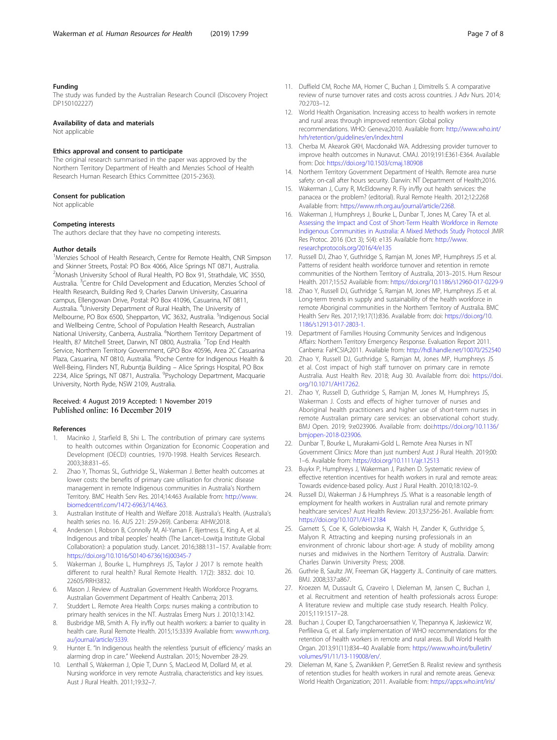### Funding

The study was funded by the Australian Research Council (Discovery Project DP150102227)

### Availability of data and materials

Not applicable

### Ethics approval and consent to participate

The original research summarised in the paper was approved by the Northern Territory Department of Health and Menzies School of Health Research Human Research Ethics Committee (2015-2363).

### Consent for publication

Not applicable

### Competing interests

The authors declare that they have no competing interests.

### Author details

[1]Menzies School of Health Research, Centre for Remote Health, CNR Simpson and Skinner Streets, Postal: PO Box 4066, Alice Springs NT 0871, Australia. [2]Monash University School of Rural Health, PO Box 91, Strathdale, VIC 3550, Australia. [3]Centre for Child Development and Education, Menzies School of Health Research, Building Red 9, Charles Darwin University, Casuarina campus, Ellengowan Drive, Postal: PO Box 41096, Casuarina, NT 0811, Australia. [4]University Department of Rural Health, The University of Melbourne, PO Box 6500, Shepparton, VIC 3632, Australia. [5]Indigenous Social and Wellbeing Centre, School of Population Health Research, Australian National University, Canberra, Australia. [6]Northern Territory Department of Health, 87 Mitchell Street, Darwin, NT 0800, Australia. [7]Top End Health Service, Northern Territory Government, GPO Box 40596, Area 2C Casuarina Plaza, Casuarina, NT 0810, Australia. [8]Poche Centre for Indigenous Health & Well-Being, Flinders NT, Rubuntja Building – Alice Springs Hospital, PO Box 2234, Alice Springs, NT 0871, Australia. [9]Psychology Department, Macquarie University, North Ryde, NSW 2109, Australia.

Received: 4 August 2019 Accepted: 1 November 2019
Published online: 16 December 2019

### References

1. Macinko J, Starfield B, Shi L. The contribution of primary care systems to health outcomes within Organization for Economic Cooperation and Development (OECD) countries, 1970-1998. Health Services Research. 2003;38:831–65.
2. Zhao Y, Thomas SL, Guthridge SL, Wakerman J. Better health outcomes at lower costs: the benefits of primary care utilisation for chronic disease management in remote Indigenous communities in Australia's Northern Territory. BMC Health Serv Res. 2014;14:463 Available from: http://www.biomedcentrl.com/1472-6963/14/463.
3. Australian Institute of Health and Welfare 2018. Australia's Health. (Australia's health series no. 16. AUS 221: 259-269). Canberra: AIHW;2018.
4. Anderson I, Robson B, Connolly M, Al-Yaman F, Bjertness E, King A, et al. Indigenous and tribal peoples' health (The Lancet–Lowitja Institute Global Collaboration): a population study. Lancet. 2016;388:131–157. Available from: https://doi.org/10.1016/S0140-6736(16)00345-7
5. Wakerman J, Bourke L, Humphreys JS, Taylor J 2017 Is remote health different to rural health? Rural Remote Health. 17(2): 3832. doi: 10.22605/RRH3832.
6. Mason J. Review of Australian Government Health Workforce Programs. Australian Government Department of Health: Canberra; 2013.
7. Studdert L. Remote Area Health Corps: nurses making a contribution to primary health services in the NT. Australas Emerg Nurs J. 2010;13:142.
8. Busbridge MB, Smith A. Fly in/fly out health workers: a barrier to quality in health care. Rural Remote Health. 2015;15:3339 Available from: www.rrh.org.au/journal/article/3339.
9. Hunter E. "In Indigenous health the relentless 'pursuit of efficiency' masks an alarming drop in care." Weekend Australian. 2015; November 28-29.
10. Lenthall S, Wakerman J, Opie T, Dunn S, MacLeod M, Dollard M, et al. Nursing workforce in very remote Australia, characteristics and key issues. Aust J Rural Health. 2011;19:32–7.
11. Duffield CM, Roche MA, Homer C, Buchan J, Dimitrells S. A comparative review of nurse turnover rates and costs across countries. J Adv Nurs. 2014; 70:2703–12.
12. World Health Organisation. Increasing access to health workers in remote and rural areas through improved retention: Global policy recommendations. WHO: Geneva;2010. Available from: http://www.who.int/hrh/retention/guidelines/en/index.html
13. Cherba M. Akearok GKH, Macdonakd WA. Addressing provider turnover to improve health outcomes in Nunavut. CMAJ. 2019;191:E361-E364. Available from: Doi: https://doi.org/10.1503/cmaj.180908
14. Northern Territory Government Department of Health. Remote area nurse safety: on-call after hours security. Darwin: NT Department of Health;2016.
15. Wakerman J, Curry R, McEldowney R. Fly in/fly out health services: the panacea or the problem? (editorial). Rural Remote Health. 2012;12:2268 Available from: https://www.rrh.org.au/journal/article/2268.
16. Wakerman J, Humphreys J, Bourke L, Dunbar T, Jones M, Carey TA et al. Assessing the Impact and Cost of Short-Term Health Workforce in Remote Indigenous Communities in Australia: A Mixed Methods Study Protocol JMIR Res Protoc. 2016 (Oct 3); 5(4): e135 Available from: http://www.researchprotocols.org/2016/4/e135
17. Russell DJ, Zhao Y, Guthridge S, Ramjan M, Jones MP, Humphreys JS et al. Patterns of resident health workforce turnover and retention in remote communities of the Northern Territory of Australia, 2013–2015. Hum Resour Health. 2017;15:52 Available from: https://doi.org/10.1186/s12960-017-0229-9
18. Zhao Y, Russell DJ, Guthridge S, Ramjan M, Jones MP, Humphreys JS et al. Long-term trends in supply and sustainability of the health workforce in remote Aboriginal communities in the Northern Territory of Australia. BMC Health Serv Res. 2017;19;17(1):836. Available from: doi: https://doi.org/10.1186/s12913-017-2803-1.
19. Department of Families Housing Community Services and Indigenous Affairs: Northern Territory Emergency Response. Evaluation Report 2011. Canberra: FaHCSIA;2011. Available from: http://hdl.handle.net/10070/252540
20. Zhao Y, Russell DJ, Guthridge S, Ramjan M, Jones MP, Humphreys JS et al. Cost impact of high staff turnover on primary care in remote Australia. Aust Health Rev. 2018; Aug 30. Available from: doi: https://doi.org/10.1071/AH17262.
21. Zhao Y, Russell D, Guthridge S, Ramjan M, Jones M, Humphreys JS, Wakerman J. Costs and effects of higher turnover of nurses and Aboriginal health practitioners and higher use of short-term nurses in remote Australian primary care services: an observational cohort study. BMJ Open. 2019; 9:e023906. Available from: doi:https://doi.org/10.1136/bmjopen-2018-023906.
22. Dunbar T, Bourke L, Murakami-Gold L. Remote Area Nurses in NT Government Clinics: More than just numbers! Aust J Rural Health. 2019;00: 1–6. Available from: https://doi.org/10.1111/ajr.12513
23. Buykx P, Humphreys J, Wakerman J, Pashen D. Systematic review of effective retention incentives for health workers in rural and remote areas: Towards evidence-based policy. Aust J Rural Health. 2010;18:102–9.
24. Russell DJ, Wakerman J & Humphreys JS. What is a reasonable length of employment for health workers in Australian rural and remote primary healthcare services? Aust Health Review. 2013;37:256-261. Available from: https://doi.org/10.1071/AH12184
25. Garnett S, Coe K, Golebiowska K, Walsh H, Zander K, Guthridge S, Malyon R. Attracting and keeping nursing professionals in an environment of chronic labour short-age: A study of mobility among nurses and midwives in the Northern Territory of Australia. Darwin: Charles Darwin University Press; 2008.
26. Guthrie B, Saultz JW, Freeman GK, Haggerty JL. Continuity of care matters. BMJ. 2008;337:a867.
27. Kroezen M, Dussault G, Craveiro I, Dieleman M, Jansen C, Buchan J, et al. Recruitment and retention of health professionals across Europe: A literature review and multiple case study research. Health Policy. 2015;119:1517–28.
28. Buchan J, Couper ID, Tangcharoensathien V, Thepannya K, Jaskiewicz W, Perfilieva G, et al. Early implementation of WHO recommendations for the retention of health workers in remote and rural areas. Bull World Health Organ. 2013;91(11):834–40 Available from: https://www.who.int/bulletin/volumes/91/11/13-119008/en/.
29. Dieleman M, Kane S, Zwanikken P, GerretSen B. Realist review and synthesis of retention studies for health workers in rural and remote areas. Geneva: World Health Organization; 2011. Available from: https://apps.who.int/iris/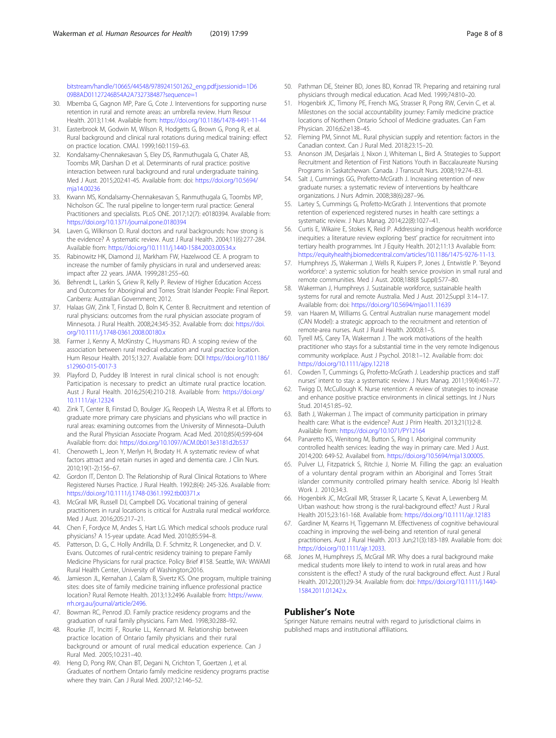bitstream/handle/10665/44548/9789241501262_eng.pdf;jsessionid=1D609B8AD01127246B54A2A732738487?sequence=1

30. Mbemba G, Gagnon MP, Pare G, Cote J. Interventions for supporting nurse retention in rural and remote areas: an umbrella review. Hum Resour Health. 2013;11:44. Available from: https://doi.org/10.1186/1478-4491-11-44
31. Easterbrook M, Godwin M, Wilson R, Hodgetts G, Brown G, Pong R, et al. Rural background and clinical rural rotations during medical training: effect on practice location. CMAJ. 1999;160:1159–63.
32. Kondalsamy-Chennakesavan S, Eley DS, Ranmuthugala G, Chater AB, Toombs MR, Darshan D et al. Determinants of rural practice: positive interaction between rural background and rural undergraduate training. Med J Aust. 2015;202:41-45. Available from: doi: https://doi.org/10.5694/mja14.00236
33. Kwann MS, Kondalsamy-Chennakesavan S, Ranmuthugala G, Toombs MP, Nicholson GC. The rural pipeline to longer-term rural practice: General Practitioners and specialists. PLoS ONE. 2017;12(7): e0180394. Available from: https://doi.org/10.1371/journal.pone.0180394
34. Laven G, Wilkinson D. Rural doctors and rural backgrounds: how strong is the evidence? A systematic review. Aust J Rural Health. 2004;11(6):277-284. Available from: https://doi.org/10.1111/j.1440-1584.2003.00534.x
35. Rabinowitz HK, Diamond JJ, Markham FW, Hazelwood CE. A program to increase the number of family physicians in rural and underserved areas: impact after 22 years. JAMA. 1999;281:255–60.
36. Behrendt L, Larkin S, Griew R, Kelly P. Review of Higher Education Access and Outcomes for Aboriginal and Torres Strait Islander People: Final Report. Canberra: Australian Government; 2012.
37. Halaas GW, Zink T, Finstad D, Boln K, Center B. Recruitment and retention of rural physicians: outcomes from the rural physician associate program of Minnesota. J Rural Health. 2008;24:345-352. Available from: doi: https://doi.org/10.1111/j.1748-0361.2008.00180.x
38. Farmer J, Kenny A, McKinstry C, Huysmans RD. A scoping review of the association between rural medical education and rural practice location. Hum Resour Health. 2015;13:27. Available from: DOI https://doi.org/10.1186/s12960-015-0017-3
39. Playford D, Puddey IB Interest in rural clinical school is not enough: Participation is necessary to predict an ultimate rural practice location. Aust J Rural Health. 2016;25(4):210-218. Available from: https://doi.org/10.1111/ajr.12324
40. Zink T, Center B, Finstad D, Boulger JG, Reopesh LA, Westra R et al. Efforts to graduate more primary care physicians and physicians who will practice in rural areas: examining outcomes from the University of Minnesota–Duluth and the Rural Physician Associate Program. Acad Med. 2010;85(4):599-604 Available from: doi: https://doi.org/10.1097/ACM.0b013e3181d2b537
41. Chenoweth L, Jeon Y, Merlyn H, Brodaty H. A systematic review of what factors attract and retain nurses in aged and dementia care. J Clin Nurs. 2010;19(1-2):156–67.
42. Gordon IT, Denton D. The Relationship of Rural Clinical Rotations to Where Registered Nurses Practice. J Rural Health. 1992;8(4): 245-326. Available from: https://doi.org/10.1111/j.1748-0361.1992.tb00371.x
43. McGrail MR, Russell DJ, Campbell DG. Vocational training of general practitioners in rural locations is critical for Australia rural medical workforce. Med J Aust. 2016;205:217–21.
44. Chen F, Fordyce M, Andes S, Hart LG. Which medical schools produce rural physicians? A 15-year update. Acad Med. 2010;85:594–8.
45. Patterson, D. G., C. Holly Andrilla, D. F. Schmitz, R. Longenecker, and D. V. Evans. Outcomes of rural-centric residency training to prepare Family Medicine Physicians for rural practice. Policy Brief #158. Seattle, WA: WWAMI Rural Health Center, University of Washington;2016.
46. Jamieson JL, Kernahan J, Calam B, Sivertz KS. One program, multiple training sites: does site of family medicine training influence professional practice location? Rural Remote Health. 2013;13:2496 Available from: https://www.rrh.org.au/journal/article/2496.
47. Bowman RC, Penrod JD. Family practice residency programs and the graduation of rural family physicians. Fam Med. 1998;30:288–92.
48. Rourke JT, Incitti F, Rourke LL, Kennard M. Relationship between practice location of Ontario family physicians and their rural background or amount of rural medical education experience. Can J Rural Med. 2005;10:231–40.
49. Heng D, Pong RW, Chan BT, Degani N, Crichton T, Goertzen J, et al. Graduates of northern Ontario family medicine residency programs practise where they train. Can J Rural Med. 2007;12:146–52.
50. Pathman DE, Steiner BD, Jones BD, Konrad TR. Preparing and retaining rural physicians through medical education. Acad Med. 1999;74:810–20.
51. Hogenbirk JC, Timony PE, French MG, Strasser R, Pong RW, Cervin C, et al. Milestones on the social accountability journey: Family medicine practice locations of Northern Ontario School of Medicine graduates. Can Fam Physician. 2016;62:e138–45.
52. Fleming PM, Sinnot ML. Rural physician supply and retention: factors in the Canadian context. Can J Rural Med. 2018;23:15–20.
53. Anonson JM, Desjarlais J, Nixon J, Whiteman L, Bird A. Strategies to Support Recruitment and Retention of First Nations Youth in Baccalaureate Nursing Programs in Saskatchewan. Canada. J Transcult Nurs. 2008;19:274–83.
54. Salt J, Cummings GG, Profetto-McGrath J. Increasing retention of new graduate nurses: a systematic review of interventions by healthcare organizations. J Nurs Admin. 2008;38(6):287–96.
55. Lartey S, Cummings G, Profetto-McGrath J. Interventions that promote retention of experienced registered nurses in health care settings: a systematic review. J Nurs Manag. 2014;22(8):1027–41.
56. Curtis E, Wikaire E, Stokes K, Reid P. Addressing indigenous health workforce inequities: a literature review exploring 'best' practice for recruitment into tertiary health programmes. Int J Equity Health. 2012;11:13 Available from: https://equityhealthj.biomedcentral.com/articles/10.1186/1475-9276-11-13.
57. Humphreys JS, Wakerman J, Wells R, Kuipers P, Jones J, Entwistle P. 'Beyond workforce': a systemic solution for health service provision in small rural and remote communities. Med J Aust. 2008;188(8 Suppl):S77–80.
58. Wakerman J, Humphreys J. Sustainable workforce, sustainable health systems for rural and remote Australia. Med J Aust. 2012;Suppl 3:14–17. Available from: doi: https://doi.org/10.5694/mjao11.11639
59. van Haaren M, Williams G. Central Australian nurse management model (CAN Model): a strategic approach to the recruitment and retention of remote-area nurses. Aust J Rural Health. 2000;8:1–5.
60. Tyrell MS, Carey TA, Wakerman J. The work motivations of the health practitioner who stays for a substantial time in the very remote Indigenous community workplace. Aust J Psychol. 2018:1–12. Available from: doi: https://doi.org/10.1111/ajpy.12218
61. Cowden T, Cummings G, Profetto-McGrath J. Leadership practices and staff nurses' intent to stay: a systematic review. J Nurs Manag. 2011;19(4):461–77.
62. Twigg D, McCullough K. Nurse retention: A review of strategies to increase and enhance positive practice environments in clinical settings. Int J Nurs Stud. 2014;51:85–92.
63. Bath J, Wakerman J. The impact of community participation in primary health care: What is the evidence? Aust J Prim Health. 2013;21(1):2-8. Available from: https://doi.org/10.1071/PY12164
64. Panaretto KS, Wenitong M, Button S, Ring I. Aboriginal community controlled health services: leading the way in primary care. Med J Aust. 2014;200: 649-52. Availabel from. https://doi.org/10.5694/mja13.00005.
65. Pulver LJ, Fitzpatrick S, Ritchie J, Norrie M. Filling the gap: an evaluation of a voluntary dental program within an Aboriginal and Torres Strait islander community controlled primary health service. Aborig Isl Health Work J. 2010;34:3.
66. Hogenbirk JC, McGrail MR, Strasser R, Lacarte S, Kevat A, Lewenberg M. Urban washout: how strong is the rural-background effect? Aust J Rural Health 2015;23:161-168. Available from: https://doi.org/10.1111/ajr.12183
67. Gardiner M, Kearns H, Tiggemann M. Effectiveness of cognitive behavioural coaching in improving the well-being and retention of rural general practitioners. Aust J Rural Health. 2013 Jun;21(3):183-189. Available from: doi: https://doi.org/10.1111/ajr.12033.
68. Jones M, Humphreys JS, McGrail MR. Why does a rural background make medical students more likely to intend to work in rural areas and how consistent is the effect? A study of the rural background effect. Aust J Rural Health. 2012;20(1):29-34. Available from: doi: https://doi.org/10.1111/j.1440-1584.2011.01242.x.

## Publisher's Note

Springer Nature remains neutral with regard to jurisdictional claims in published maps and institutional affiliations.